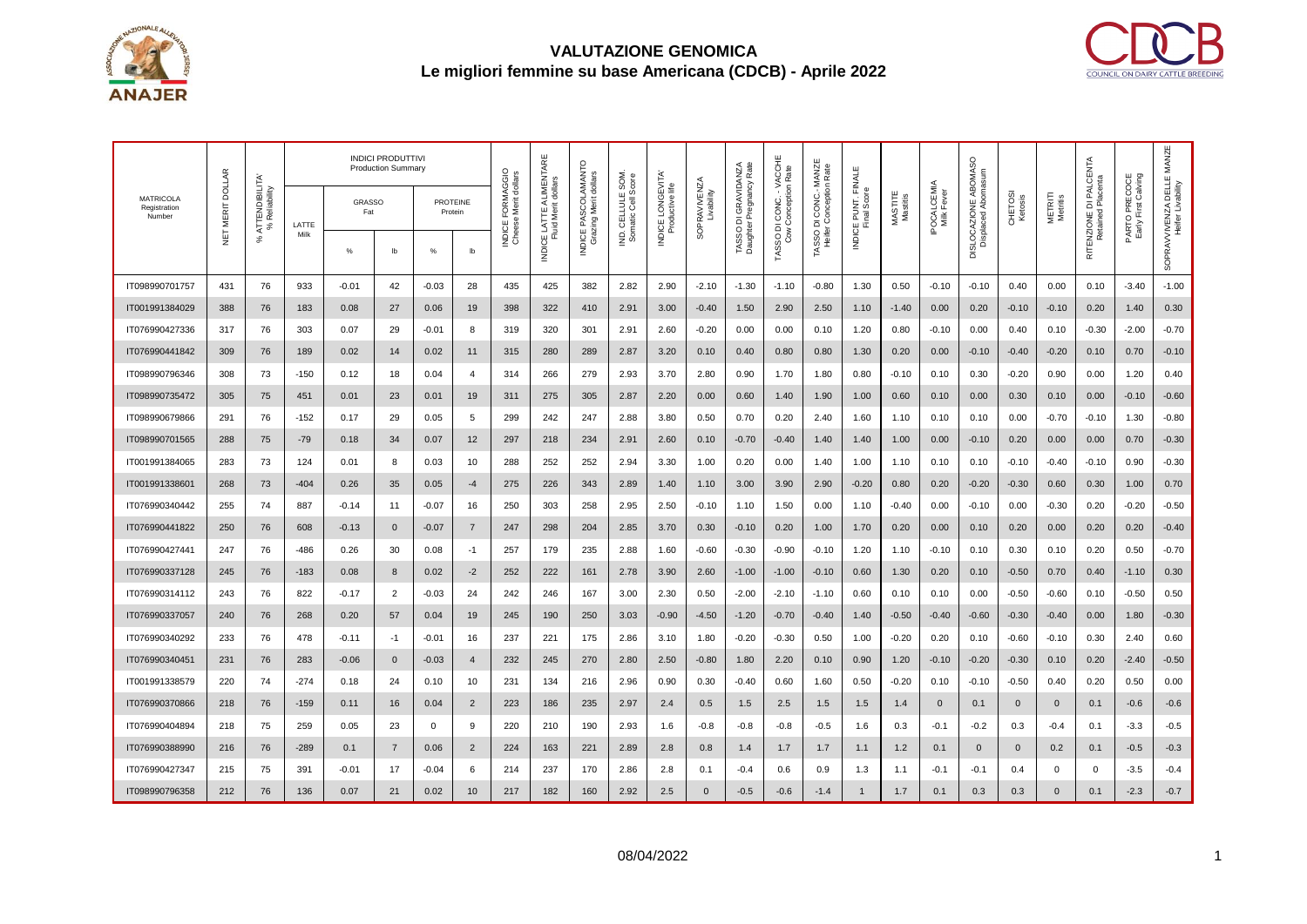# VALUTAZIONE GENOMICA

## Le migliori femmine su base Americana (CDCB) - Aprile 2022

| MATRICOLA Registration Number | NET MERIT DOLLAR | % ATTENDIBILITA' % Reliability | INDICI PRODUTTIVI Production Summary | | | | | INDICE FORMAGGIO Cheese Merit dollars | INDICE LATTE ALIMENTARE Fluid Merit dollars | INDICE PASCOLAMANTO Grazing Merit dollars | IND. CELLULE SOM. Somatic Cell Score | INDICE LONGEVITA' Productive life | SOPRAVVIVENZA Livability | TASSO DI GRAVIDANZA Daughter Pregnancy Rate | TASSO DI CONC. - VACCHE Cow Conception Rate | TASSO DI CONC.- MANZE Heifer Conception Rate | INDICE PUNT. FINALE Final Score | MASTITE Mastitis | IPOCALCEMIA Milk Fever | DISLOCAZIONE ABOMASO Displaced Abomasum | CHETOSI Ketosis | METRITI Metritis | RITENZIONE DI PALCENTA Retained Placenta | PARTO PRECOCE Early First Calving | SOPRAVVIVENZA DELLE MANZE Heifer Livability |
|---|---|---|---|---|---|---|---|---|---|---|---|---|---|---|---|---|---|---|---|---|---|---|---|---|---|
| | | | LATTE Milk | GRASSO Fat | | PROTEINE Protein | | | | | | | | | | | | | | | | | | | |
| | | | | % | lb | % | lb | | | | | | | | | | | | | | | | | | |
| IT098990701757 | 431 | 76 | 933 | -0.01 | 42 | -0.03 | 28 | 435 | 425 | 382 | 2.82 | 2.90 | -2.10 | -1.30 | -1.10 | -0.80 | 1.30 | 0.50 | -0.10 | -0.10 | 0.40 | 0.00 | 0.10 | -3.40 | -1.00 |
| IT001991384029 | 388 | 76 | 183 | 0.08 | 27 | 0.06 | 19 | 398 | 322 | 410 | 2.91 | 3.00 | -0.40 | 1.50 | 2.90 | 2.50 | 1.10 | -1.40 | 0.00 | 0.20 | -0.10 | -0.10 | 0.20 | 1.40 | 0.30 |
| IT076990427336 | 317 | 76 | 303 | 0.07 | 29 | -0.01 | 8 | 319 | 320 | 301 | 2.91 | 2.60 | -0.20 | 0.00 | 0.00 | 0.10 | 1.20 | 0.80 | -0.10 | 0.00 | 0.40 | 0.10 | -0.30 | -2.00 | -0.70 |
| IT076990441842 | 309 | 76 | 189 | 0.02 | 14 | 0.02 | 11 | 315 | 280 | 289 | 2.87 | 3.20 | 0.10 | 0.40 | 0.80 | 0.80 | 1.30 | 0.20 | 0.00 | -0.10 | -0.40 | -0.20 | 0.10 | 0.70 | -0.10 |
| IT098990796346 | 308 | 73 | -150 | 0.12 | 18 | 0.04 | 4 | 314 | 266 | 279 | 2.93 | 3.70 | 2.80 | 0.90 | 1.70 | 1.80 | 0.80 | -0.10 | 0.10 | 0.30 | -0.20 | 0.90 | 0.00 | 1.20 | 0.40 |
| IT098990735472 | 305 | 75 | 451 | 0.01 | 23 | 0.01 | 19 | 311 | 275 | 305 | 2.87 | 2.20 | 0.00 | 0.60 | 1.40 | 1.90 | 1.00 | 0.60 | 0.10 | 0.00 | 0.30 | 0.10 | 0.00 | -0.10 | -0.60 |
| IT098990679866 | 291 | 76 | -152 | 0.17 | 29 | 0.05 | 5 | 299 | 242 | 247 | 2.88 | 3.80 | 0.50 | 0.70 | 0.20 | 2.40 | 1.60 | 1.10 | 0.10 | 0.10 | 0.00 | -0.70 | -0.10 | 1.30 | -0.80 |
| IT098990701565 | 288 | 75 | -79 | 0.18 | 34 | 0.07 | 12 | 297 | 218 | 234 | 2.91 | 2.60 | 0.10 | -0.70 | -0.40 | 1.40 | 1.40 | 1.00 | 0.00 | -0.10 | 0.20 | 0.00 | 0.00 | 0.70 | -0.30 |
| IT001991384065 | 283 | 73 | 124 | 0.01 | 8 | 0.03 | 10 | 288 | 252 | 252 | 2.94 | 3.30 | 1.00 | 0.20 | 0.00 | 1.40 | 1.00 | 1.10 | 0.10 | 0.10 | -0.10 | -0.40 | -0.10 | 0.90 | -0.30 |
| IT001991338601 | 268 | 73 | -404 | 0.26 | 35 | 0.05 | -4 | 275 | 226 | 343 | 2.89 | 1.40 | 1.10 | 3.00 | 3.90 | 2.90 | -0.20 | 0.80 | 0.20 | -0.20 | -0.30 | 0.60 | 0.30 | 1.00 | 0.70 |
| IT076990340442 | 255 | 74 | 887 | -0.14 | 11 | -0.07 | 16 | 250 | 303 | 258 | 2.95 | 2.50 | -0.10 | 1.10 | 1.50 | 0.00 | 1.10 | -0.40 | 0.00 | -0.10 | 0.00 | -0.30 | 0.20 | -0.20 | -0.50 |
| IT076990441822 | 250 | 76 | 608 | -0.13 | 0 | -0.07 | 7 | 247 | 298 | 204 | 2.85 | 3.70 | 0.30 | -0.10 | 0.20 | 1.00 | 1.70 | 0.20 | 0.00 | 0.10 | 0.20 | 0.00 | 0.20 | 0.20 | -0.40 |
| IT076990427441 | 247 | 76 | -486 | 0.26 | 30 | 0.08 | -1 | 257 | 179 | 235 | 2.88 | 1.60 | -0.60 | -0.30 | -0.90 | -0.10 | 1.20 | 1.10 | -0.10 | 0.10 | 0.30 | 0.10 | 0.20 | 0.50 | -0.70 |
| IT076990337128 | 245 | 76 | -183 | 0.08 | 8 | 0.02 | -2 | 252 | 222 | 161 | 2.78 | 3.90 | 2.60 | -1.00 | -1.00 | -0.10 | 0.60 | 1.30 | 0.20 | 0.10 | -0.50 | 0.70 | 0.40 | -1.10 | 0.30 |
| IT076990314112 | 243 | 76 | 822 | -0.17 | 2 | -0.03 | 24 | 242 | 246 | 167 | 3.00 | 2.30 | 0.50 | -2.00 | -2.10 | -1.10 | 0.60 | 0.10 | 0.10 | 0.00 | -0.50 | -0.60 | 0.10 | -0.50 | 0.50 |
| IT076990337057 | 240 | 76 | 268 | 0.20 | 57 | 0.04 | 19 | 245 | 190 | 250 | 3.03 | -0.90 | -4.50 | -1.20 | -0.70 | -0.40 | 1.40 | -0.50 | -0.40 | -0.60 | -0.30 | -0.40 | 0.00 | 1.80 | -0.30 |
| IT076990340292 | 233 | 76 | 478 | -0.11 | -1 | -0.01 | 16 | 237 | 221 | 175 | 2.86 | 3.10 | 1.80 | -0.20 | -0.30 | 0.50 | 1.00 | -0.20 | 0.20 | 0.10 | -0.60 | -0.10 | 0.30 | 2.40 | 0.60 |
| IT076990340451 | 231 | 76 | 283 | -0.06 | 0 | -0.03 | 4 | 232 | 245 | 270 | 2.80 | 2.50 | -0.80 | 1.80 | 2.20 | 0.10 | 0.90 | 1.20 | -0.10 | -0.20 | -0.30 | 0.10 | 0.20 | -2.40 | -0.50 |
| IT001991338579 | 220 | 74 | -274 | 0.18 | 24 | 0.10 | 10 | 231 | 134 | 216 | 2.96 | 0.90 | 0.30 | -0.40 | 0.60 | 1.60 | 0.50 | -0.20 | 0.10 | -0.10 | -0.50 | 0.40 | 0.20 | 0.50 | 0.00 |
| IT076990370866 | 218 | 76 | -159 | 0.11 | 16 | 0.04 | 2 | 223 | 186 | 235 | 2.97 | 2.4 | 0.5 | 1.5 | 2.5 | 1.5 | 1.5 | 1.4 | 0 | 0.1 | 0 | 0 | 0.1 | -0.6 | -0.6 |
| IT076990404894 | 218 | 75 | 259 | 0.05 | 23 | 0 | 9 | 220 | 210 | 190 | 2.93 | 1.6 | -0.8 | -0.8 | -0.8 | -0.5 | 1.6 | 0.3 | -0.1 | -0.2 | 0.3 | -0.4 | 0.1 | -3.3 | -0.5 |
| IT076990388990 | 216 | 76 | -289 | 0.1 | 7 | 0.06 | 2 | 224 | 163 | 221 | 2.89 | 2.8 | 0.8 | 1.4 | 1.7 | 1.7 | 1.1 | 1.2 | 0.1 | 0 | 0 | 0.2 | 0.1 | -0.5 | -0.3 |
| IT076990427347 | 215 | 75 | 391 | -0.01 | 17 | -0.04 | 6 | 214 | 237 | 170 | 2.86 | 2.8 | 0.1 | -0.4 | 0.6 | 0.9 | 1.3 | 1.1 | -0.1 | -0.1 | 0.4 | 0 | 0 | -3.5 | -0.4 |
| IT098990796358 | 212 | 76 | 136 | 0.07 | 21 | 0.02 | 10 | 217 | 182 | 160 | 2.92 | 2.5 | 0 | -0.5 | -0.6 | -1.4 | 1 | 1.7 | 0.1 | 0.3 | 0.3 | 0 | 0.1 | -2.3 | -0.7 |

08/04/2022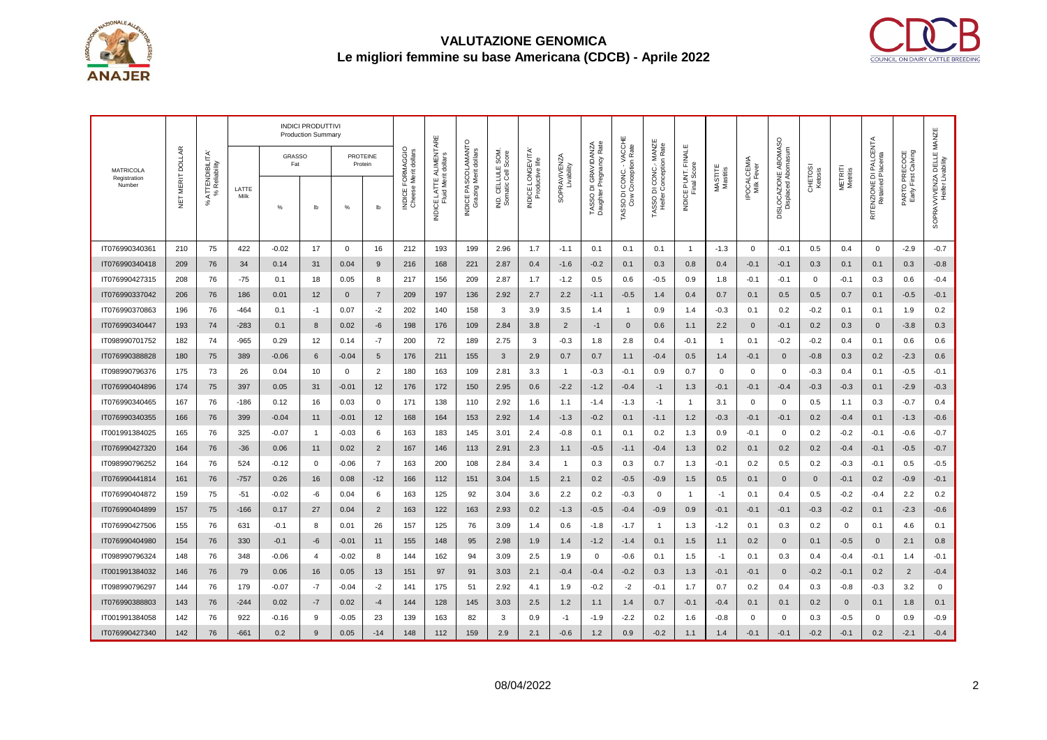# VALUTAZIONE GENOMICA

## Le migliori femmine su base Americana (CDCB) - Aprile 2022

| MATRICOLA Registration Number | NET MERIT DOLLAR | % ATTENDIBILITA' % Reliability | INDICI PRODUTTIVI Production Summary | | | | | INDICE FORMAGGIO Cheese Merit dollars | INDICE LATTE ALIMENTARE Fluid Merit dollars | INDICE PASCOLAMANTO Grazing Merit dollars | IND. CELLULE SOM. Somatic Cell Score | INDICE LONGEVITA' Productive life | SOPRAVVIVENZA Livability | TASSO DI GRAVIDANZA Daughter Pregnancy Rate | TASSO DI CONC. - VACCHE Cow Conception Rate | TASSO DI CONC.- MANZE Heifer Conception Rate | INDICE PUNT. FINALE Final Score | MASTITE Mastitis | IPOCALCEMIA Milk Fever | DISLOCAZIONE ABOMASO Displaced Abomasum | CHETOSI Ketosis | METRITI Metritis | RITENZIONE DI PALCENTA Retained Placenta | PARTO PRECOCE Early First Calving | SOPRAVVIVENZA DELLE MANZE Heifer Livability |
|---|---|---|---|---|---|---|---|---|---|---|---|---|---|---|---|---|---|---|---|---|---|---|---|---|---|
| | | | LATTE Milk | GRASSO Fat | | PROTEINE Protein | | | | | | | | | | | | | | | | | | | |
| | | | | % | lb | % | lb | | | | | | | | | | | | | | | | | | |
| IT076990340361 | 210 | 75 | 422 | -0.02 | 17 | 0 | 16 | 212 | 193 | 199 | 2.96 | 1.7 | -1.1 | 0.1 | 0.1 | 0.1 | 1 | -1.3 | 0 | -0.1 | 0.5 | 0.4 | 0 | -2.9 | -0.7 |
| IT076990340418 | 209 | 76 | 34 | 0.14 | 31 | 0.04 | 9 | 216 | 168 | 221 | 2.87 | 0.4 | -1.6 | -0.2 | 0.1 | 0.3 | 0.8 | 0.4 | -0.1 | -0.1 | 0.3 | 0.1 | 0.1 | 0.3 | -0.8 |
| IT076990427315 | 208 | 76 | -75 | 0.1 | 18 | 0.05 | 8 | 217 | 156 | 209 | 2.87 | 1.7 | -1.2 | 0.5 | 0.6 | -0.5 | 0.9 | 1.8 | -0.1 | -0.1 | 0 | -0.1 | 0.3 | 0.6 | -0.4 |
| IT076990337042 | 206 | 76 | 186 | 0.01 | 12 | 0 | 7 | 209 | 197 | 136 | 2.92 | 2.7 | 2.2 | -1.1 | -0.5 | 1.4 | 0.4 | 0.7 | 0.1 | 0.5 | 0.5 | 0.7 | 0.1 | -0.5 | -0.1 |
| IT076990370863 | 196 | 76 | -464 | 0.1 | -1 | 0.07 | -2 | 202 | 140 | 158 | 3 | 3.9 | 3.5 | 1.4 | 1 | 0.9 | 1.4 | -0.3 | 0.1 | 0.2 | -0.2 | 0.1 | 0.1 | 1.9 | 0.2 |
| IT076990340447 | 193 | 74 | -283 | 0.1 | 8 | 0.02 | -6 | 198 | 176 | 109 | 2.84 | 3.8 | 2 | -1 | 0 | 0.6 | 1.1 | 2.2 | 0 | -0.1 | 0.2 | 0.3 | 0 | -3.8 | 0.3 |
| IT098990701752 | 182 | 74 | -965 | 0.29 | 12 | 0.14 | -7 | 200 | 72 | 189 | 2.75 | 3 | -0.3 | 1.8 | 2.8 | 0.4 | -0.1 | 1 | 0.1 | -0.2 | -0.2 | 0.4 | 0.1 | 0.6 | 0.6 |
| IT076990388828 | 180 | 75 | 389 | -0.06 | 6 | -0.04 | 5 | 176 | 211 | 155 | 3 | 2.9 | 0.7 | 0.7 | 1.1 | -0.4 | 0.5 | 1.4 | -0.1 | 0 | -0.8 | 0.3 | 0.2 | -2.3 | 0.6 |
| IT098990796376 | 175 | 73 | 26 | 0.04 | 10 | 0 | 2 | 180 | 163 | 109 | 2.81 | 3.3 | 1 | -0.3 | -0.1 | 0.9 | 0.7 | 0 | 0 | 0 | -0.3 | 0.4 | 0.1 | -0.5 | -0.1 |
| IT076990404896 | 174 | 75 | 397 | 0.05 | 31 | -0.01 | 12 | 176 | 172 | 150 | 2.95 | 0.6 | -2.2 | -1.2 | -0.4 | -1 | 1.3 | -0.1 | -0.1 | -0.4 | -0.3 | -0.3 | 0.1 | -2.9 | -0.3 |
| IT076990340465 | 167 | 76 | -186 | 0.12 | 16 | 0.03 | 0 | 171 | 138 | 110 | 2.92 | 1.6 | 1.1 | -1.4 | -1.3 | -1 | 1 | 3.1 | 0 | 0 | 0.5 | 1.1 | 0.3 | -0.7 | 0.4 |
| IT076990340355 | 166 | 76 | 399 | -0.04 | 11 | -0.01 | 12 | 168 | 164 | 153 | 2.92 | 1.4 | -1.3 | -0.2 | 0.1 | -1.1 | 1.2 | -0.3 | -0.1 | -0.1 | 0.2 | -0.4 | 0.1 | -1.3 | -0.6 |
| IT001991384025 | 165 | 76 | 325 | -0.07 | 1 | -0.03 | 6 | 163 | 183 | 145 | 3.01 | 2.4 | -0.8 | 0.1 | 0.1 | 0.2 | 1.3 | 0.9 | -0.1 | 0 | 0.2 | -0.2 | -0.1 | -0.6 | -0.7 |
| IT076990427320 | 164 | 76 | -36 | 0.06 | 11 | 0.02 | 2 | 167 | 146 | 113 | 2.91 | 2.3 | 1.1 | -0.5 | -1.1 | -0.4 | 1.3 | 0.2 | 0.1 | 0.2 | 0.2 | -0.4 | -0.1 | -0.5 | -0.7 |
| IT098990796252 | 164 | 76 | 524 | -0.12 | 0 | -0.06 | 7 | 163 | 200 | 108 | 2.84 | 3.4 | 1 | 0.3 | 0.3 | 0.7 | 1.3 | -0.1 | 0.2 | 0.5 | 0.2 | -0.3 | -0.1 | 0.5 | -0.5 |
| IT076990441814 | 161 | 76 | -757 | 0.26 | 16 | 0.08 | -12 | 166 | 112 | 151 | 3.04 | 1.5 | 2.1 | 0.2 | -0.5 | -0.9 | 1.5 | 0.5 | 0.1 | 0 | 0 | -0.1 | 0.2 | -0.9 | -0.1 |
| IT076990404872 | 159 | 75 | -51 | -0.02 | -6 | 0.04 | 6 | 163 | 125 | 92 | 3.04 | 3.6 | 2.2 | 0.2 | -0.3 | 0 | 1 | -1 | 0.1 | 0.4 | 0.5 | -0.2 | -0.4 | 2.2 | 0.2 |
| IT076990404899 | 157 | 75 | -166 | 0.17 | 27 | 0.04 | 2 | 163 | 122 | 163 | 2.93 | 0.2 | -1.3 | -0.5 | -0.4 | -0.9 | 0.9 | -0.1 | -0.1 | -0.1 | -0.3 | -0.2 | 0.1 | -2.3 | -0.6 |
| IT076990427506 | 155 | 76 | 631 | -0.1 | 8 | 0.01 | 26 | 157 | 125 | 76 | 3.09 | 1.4 | 0.6 | -1.8 | -1.7 | 1 | 1.3 | -1.2 | 0.1 | 0.3 | 0.2 | 0 | 0.1 | 4.6 | 0.1 |
| IT076990404980 | 154 | 76 | 330 | -0.1 | -6 | -0.01 | 11 | 155 | 148 | 95 | 2.98 | 1.9 | 1.4 | -1.2 | -1.4 | 0.1 | 1.5 | 1.1 | 0.2 | 0 | 0.1 | -0.5 | 0 | 2.1 | 0.8 |
| IT098990796324 | 148 | 76 | 348 | -0.06 | 4 | -0.02 | 8 | 144 | 162 | 94 | 3.09 | 2.5 | 1.9 | 0 | -0.6 | 0.1 | 1.5 | -1 | 0.1 | 0.3 | 0.4 | -0.4 | -0.1 | 1.4 | -0.1 |
| IT001991384032 | 146 | 76 | 79 | 0.06 | 16 | 0.05 | 13 | 151 | 97 | 91 | 3.03 | 2.1 | -0.4 | -0.4 | -0.2 | 0.3 | 1.3 | -0.1 | -0.1 | 0 | -0.2 | -0.1 | 0.2 | 2 | -0.4 |
| IT098990796297 | 144 | 76 | 179 | -0.07 | -7 | -0.04 | -2 | 141 | 175 | 51 | 2.92 | 4.1 | 1.9 | -0.2 | -2 | -0.1 | 1.7 | 0.7 | 0.2 | 0.4 | 0.3 | -0.8 | -0.3 | 3.2 | 0 |
| IT076990388803 | 143 | 76 | -244 | 0.02 | -7 | 0.02 | -4 | 144 | 128 | 145 | 3.03 | 2.5 | 1.2 | 1.1 | 1.4 | 0.7 | -0.1 | -0.4 | 0.1 | 0.1 | 0.2 | 0 | 0.1 | 1.8 | 0.1 |
| IT001991384058 | 142 | 76 | 922 | -0.16 | 9 | -0.05 | 23 | 139 | 163 | 82 | 3 | 0.9 | -1 | -1.9 | -2.2 | 0.2 | 1.6 | -0.8 | 0 | 0 | 0.3 | -0.5 | 0 | 0.9 | -0.9 |
| IT076990427340 | 142 | 76 | -661 | 0.2 | 9 | 0.05 | -14 | 148 | 112 | 159 | 2.9 | 2.1 | -0.6 | 1.2 | 0.9 | -0.2 | 1.1 | 1.4 | -0.1 | -0.1 | -0.2 | -0.1 | 0.2 | -2.1 | -0.4 |

08/04/2022